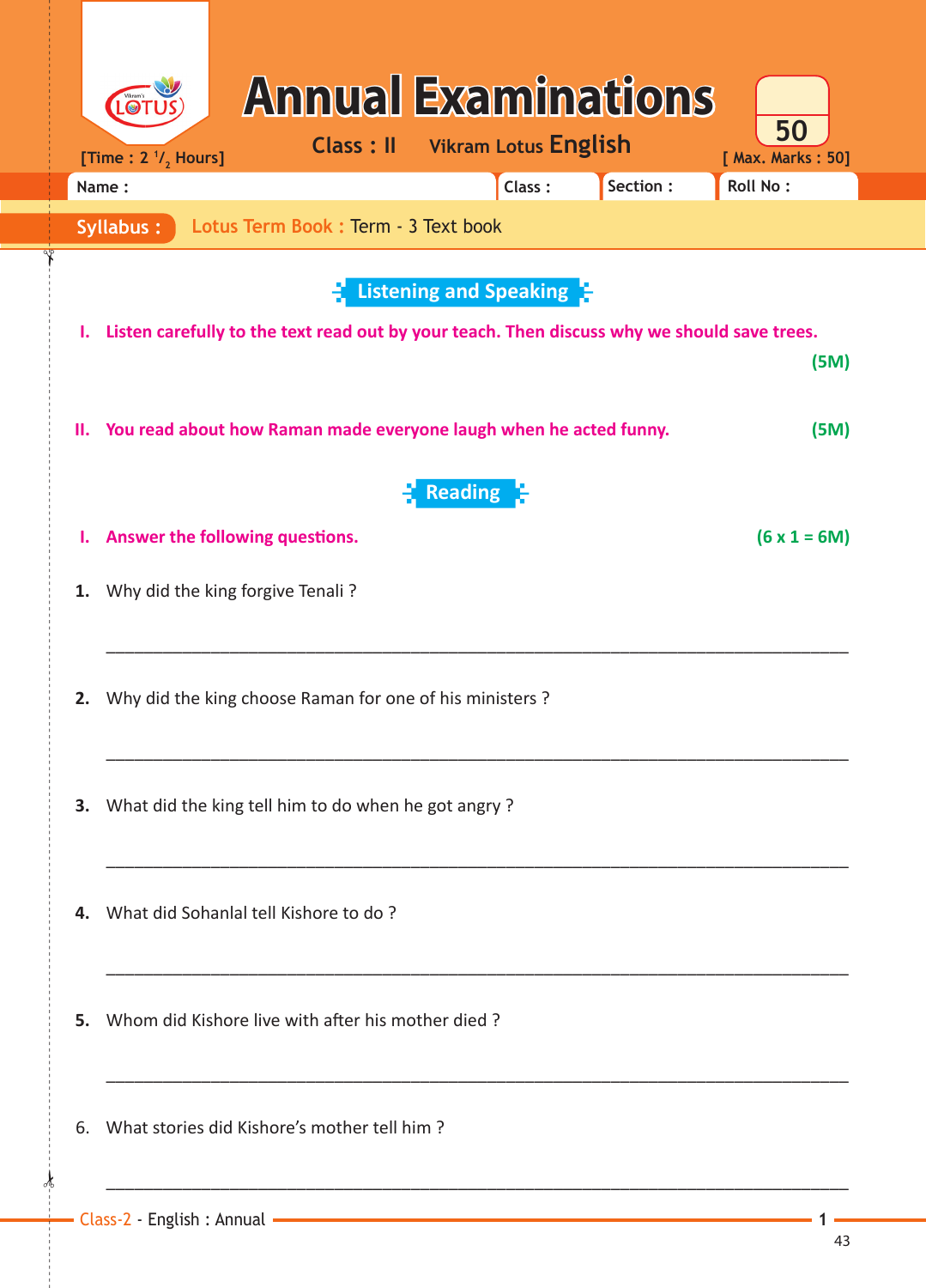# Annual Examinations

[Time : 2 $^{1}/_{2}$ Hours] Class : II Vikram Lotus **English** [ Max. Marks : 50]

| Name : | Class : | Section : | Roll No : |
|---|---|---|---|

**Syllabus :** Lotus Term Book : Term - 3 Text book

## Listening and Speaking

**I. Listen carefully to the text read out by your teach. Then discuss why we should save trees.** **(5M)**

**II. You read about how Raman made everyone laugh when he acted funny.** **(5M)**

## Reading

**I. Answer the following questions.** **(6 x 1 = 6M)**

1. Why did the king forgive Tenali ?

_______________________________________________________________

2. Why did the king choose Raman for one of his ministers ?

_______________________________________________________________

3. What did the king tell him to do when he got angry ?

_______________________________________________________________

4. What did Sohanlal tell Kishore to do ?

_______________________________________________________________

5. Whom did Kishore live with after his mother died ?

_______________________________________________________________

6. What stories did Kishore's mother tell him ?

_______________________________________________________________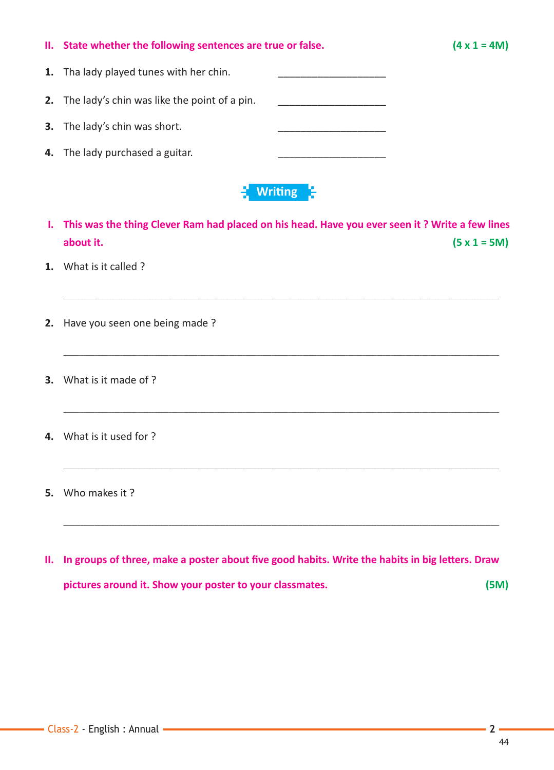**II. State whether the following sentences are true or false.** **(4 x 1 = 4M)**

1. Tha lady played tunes with her chin. ____________________
2. The lady's chin was like the point of a pin. ____________________
3. The lady's chin was short. ____________________
4. The lady purchased a guitar. ____________________

## Writing

**I. This was the thing Clever Ram had placed on his head. Have you ever seen it ? Write a few lines about it.** **(5 x 1 = 5M)**

1. What is it called ?

_______________________________________________________________

2. Have you seen one being made ?

_______________________________________________________________

3. What is it made of ?

_______________________________________________________________

4. What is it used for ?

_______________________________________________________________

5. Who makes it ?

_______________________________________________________________

**II. In groups of three, make a poster about five good habits. Write the habits in big letters. Draw pictures around it. Show your poster to your classmates.** **(5M)**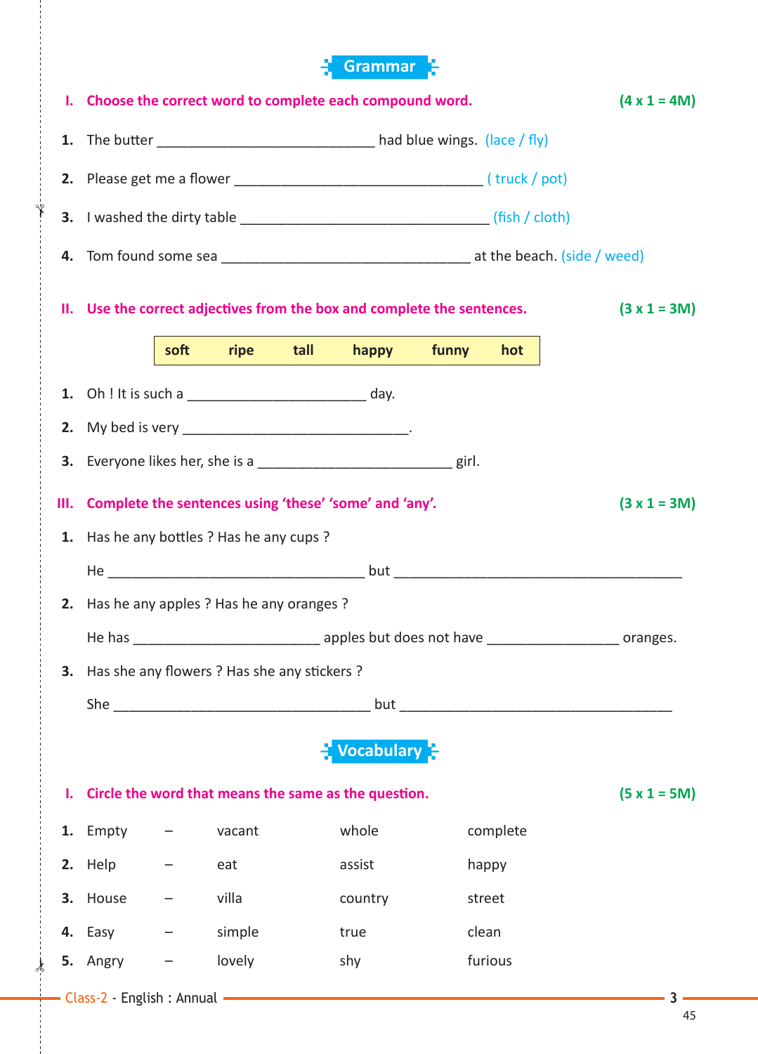## Grammar

**I. Choose the correct word to complete each compound word.** **(4 x 1 = 4M)**

1. The butter ____________________________ had blue wings. (lace / fly)
2. Please get me a flower ________________________________ ( truck / pot)
3. I washed the dirty table ________________________________ (fish / cloth)
4. Tom found some sea ________________________________ at the beach. (side / weed)

**II. Use the correct adjectives from the box and complete the sentences.** **(3 x 1 = 3M)**

| soft | ripe | tall | happy | funny | hot |
|---|---|---|---|---|---|

1. Oh ! It is such a ______________________ day.
2. My bed is very _____________________________.
3. Everyone likes her, she is a _________________________ girl.

**III. Complete the sentences using 'these' 'some' and 'any'.** **(3 x 1 = 3M)**

1. Has he any bottles ? Has he any cups ?

   He _________________________________ but _____________________________________

2. Has he any apples ? Has he any oranges ?

   He has ________________________ apples but does not have _________________ oranges.

3. Has she any flowers ? Has she any stickers ?

   She _________________________________ but ____________________________________

## Vocabulary

**I. Circle the word that means the same as the question.** **(5 x 1 = 5M)**

| | | | | |
|---|---|---|---|---|
| 1. Empty | – | vacant | whole | complete |
| 2. Help | – | eat | assist | happy |
| 3. House | – | villa | country | street |
| 4. Easy | – | simple | true | clean |
| 5. Angry | – | lovely | shy | furious |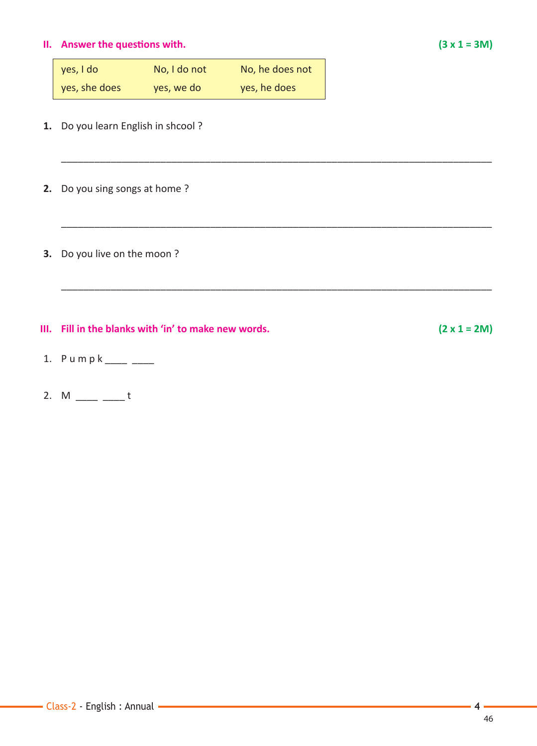**II. Answer the questions with.** **(3 x 1 = 3M)**

| | | |
|---|---|---|
| yes, I do | No, I do not | No, he does not |
| yes, she does | yes, we do | yes, he does |

**1.** Do you learn English in shcool ?

________________________________________________________________

**2.** Do you sing songs at home ?

________________________________________________________________

**3.** Do you live on the moon ?

________________________________________________________________

**III. Fill in the blanks with 'in' to make new words.** **(2 x 1 = 2M)**

1. P u m p k ____ ____

2. M ____ ____ t